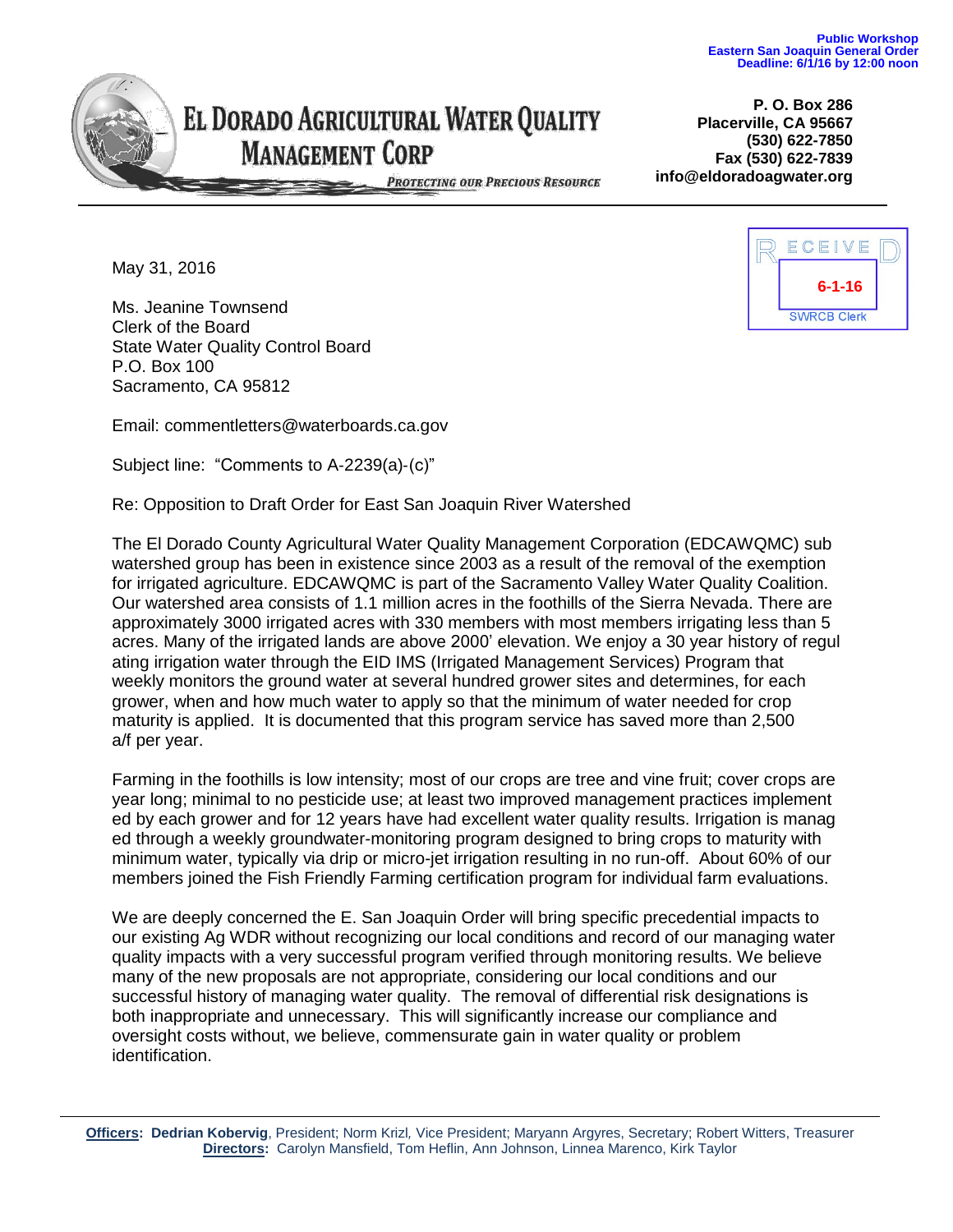**Public Workshop**
**Eastern San Joaquin General Order**
**Deadline: 6/1/16 by 12:00 noon**

# EL DORADO AGRICULTURAL WATER QUALITY MANAGEMENT CORP

*PROTECTING OUR PRECIOUS RESOURCE*

**P. O. Box 286**
**Placerville, CA 95667**
**(530) 622-7850**
**Fax (530) 622-7839**
**info@eldoradoagwater.org**

RECEIVED
**6-1-16**
SWRCB Clerk

May 31, 2016

Ms. Jeanine Townsend
Clerk of the Board
State Water Quality Control Board
P.O. Box 100
Sacramento, CA 95812

Email: commentletters@waterboards.ca.gov

Subject line: "Comments to A-2239(a)-(c)"

Re: Opposition to Draft Order for East San Joaquin River Watershed

The El Dorado County Agricultural Water Quality Management Corporation (EDCAWQMC) sub watershed group has been in existence since 2003 as a result of the removal of the exemption for irrigated agriculture. EDCAWQMC is part of the Sacramento Valley Water Quality Coalition. Our watershed area consists of 1.1 million acres in the foothills of the Sierra Nevada. There are approximately 3000 irrigated acres with 330 members with most members irrigating less than 5 acres. Many of the irrigated lands are above 2000' elevation. We enjoy a 30 year history of regulating irrigation water through the EID IMS (Irrigated Management Services) Program that weekly monitors the ground water at several hundred grower sites and determines, for each grower, when and how much water to apply so that the minimum of water needed for crop maturity is applied. It is documented that this program service has saved more than 2,500 a/f per year.

Farming in the foothills is low intensity; most of our crops are tree and vine fruit; cover crops are year long; minimal to no pesticide use; at least two improved management practices implemented by each grower and for 12 years have had excellent water quality results. Irrigation is managed through a weekly groundwater-monitoring program designed to bring crops to maturity with minimum water, typically via drip or micro-jet irrigation resulting in no run-off. About 60% of our members joined the Fish Friendly Farming certification program for individual farm evaluations.

We are deeply concerned the E. San Joaquin Order will bring specific precedential impacts to our existing Ag WDR without recognizing our local conditions and record of our managing water quality impacts with a very successful program verified through monitoring results. We believe many of the new proposals are not appropriate, considering our local conditions and our successful history of managing water quality. The removal of differential risk designations is both inappropriate and unnecessary. This will significantly increase our compliance and oversight costs without, we believe, commensurate gain in water quality or problem identification.

**Officers: Dedrian Kobervig**, President; Norm Krizl, Vice President; Maryann Argyres, Secretary; Robert Witters, Treasurer
**Directors:** Carolyn Mansfield, Tom Heflin, Ann Johnson, Linnea Marenco, Kirk Taylor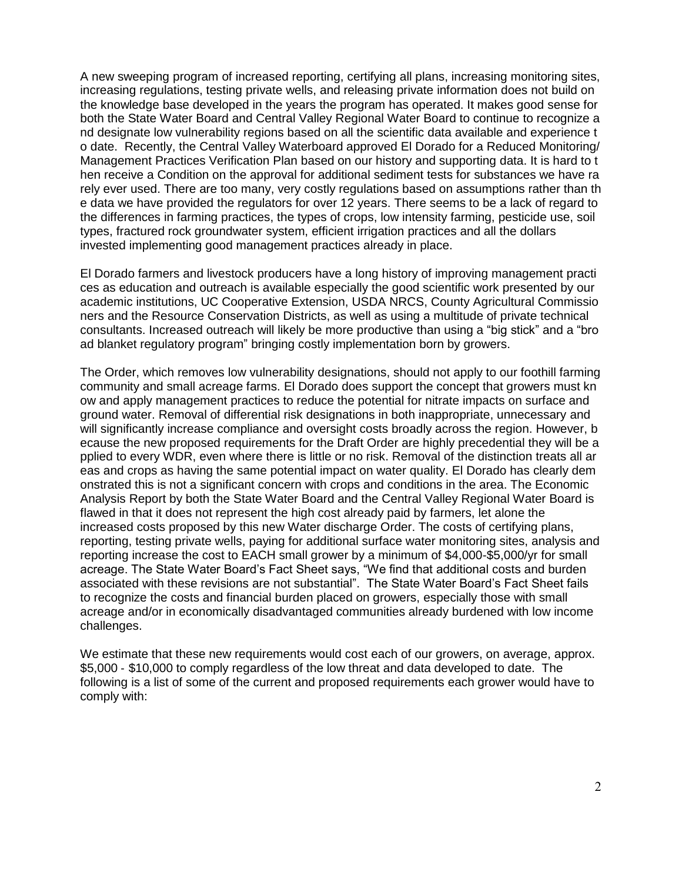A new sweeping program of increased reporting, certifying all plans, increasing monitoring sites, increasing regulations, testing private wells, and releasing private information does not build on the knowledge base developed in the years the program has operated. It makes good sense for both the State Water Board and Central Valley Regional Water Board to continue to recognize and designate low vulnerability regions based on all the scientific data available and experience to date. Recently, the Central Valley Waterboard approved El Dorado for a Reduced Monitoring/ Management Practices Verification Plan based on our history and supporting data. It is hard to then receive a Condition on the approval for additional sediment tests for substances we have rarely ever used. There are too many, very costly regulations based on assumptions rather than the data we have provided the regulators for over 12 years. There seems to be a lack of regard to the differences in farming practices, the types of crops, low intensity farming, pesticide use, soil types, fractured rock groundwater system, efficient irrigation practices and all the dollars invested implementing good management practices already in place.

El Dorado farmers and livestock producers have a long history of improving management practices as education and outreach is available especially the good scientific work presented by our academic institutions, UC Cooperative Extension, USDA NRCS, County Agricultural Commissioners and the Resource Conservation Districts, as well as using a multitude of private technical consultants. Increased outreach will likely be more productive than using a "big stick" and a "broad blanket regulatory program" bringing costly implementation born by growers.

The Order, which removes low vulnerability designations, should not apply to our foothill farming community and small acreage farms. El Dorado does support the concept that growers must know and apply management practices to reduce the potential for nitrate impacts on surface and ground water. Removal of differential risk designations in both inappropriate, unnecessary and will significantly increase compliance and oversight costs broadly across the region. However, because the new proposed requirements for the Draft Order are highly precedential they will be applied to every WDR, even where there is little or no risk. Removal of the distinction treats all areas and crops as having the same potential impact on water quality. El Dorado has clearly demonstrated this is not a significant concern with crops and conditions in the area. The Economic Analysis Report by both the State Water Board and the Central Valley Regional Water Board is flawed in that it does not represent the high cost already paid by farmers, let alone the increased costs proposed by this new Water discharge Order. The costs of certifying plans, reporting, testing private wells, paying for additional surface water monitoring sites, analysis and reporting increase the cost to EACH small grower by a minimum of $4,000-$5,000/yr for small acreage. The State Water Board's Fact Sheet says, "We find that additional costs and burden associated with these revisions are not substantial". The State Water Board's Fact Sheet fails to recognize the costs and financial burden placed on growers, especially those with small acreage and/or in economically disadvantaged communities already burdened with low income challenges.

We estimate that these new requirements would cost each of our growers, on average, approx. $5,000 - $10,000 to comply regardless of the low threat and data developed to date. The following is a list of some of the current and proposed requirements each grower would have to comply with: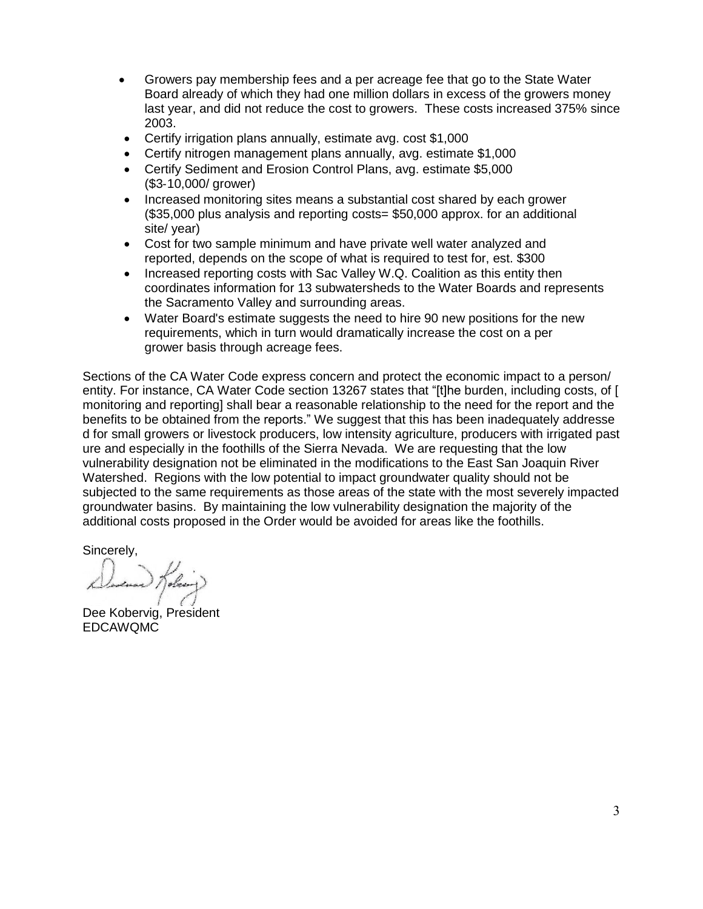- Growers pay membership fees and a per acreage fee that go to the State Water Board already of which they had one million dollars in excess of the growers money last year, and did not reduce the cost to growers. These costs increased 375% since 2003.
- Certify irrigation plans annually, estimate avg. cost $1,000
- Certify nitrogen management plans annually, avg. estimate $1,000
- Certify Sediment and Erosion Control Plans, avg. estimate $5,000 ($3-10,000/ grower)
- Increased monitoring sites means a substantial cost shared by each grower ($35,000 plus analysis and reporting costs= $50,000 approx. for an additional site/ year)
- Cost for two sample minimum and have private well water analyzed and reported, depends on the scope of what is required to test for, est. $300
- Increased reporting costs with Sac Valley W.Q. Coalition as this entity then coordinates information for 13 subwatersheds to the Water Boards and represents the Sacramento Valley and surrounding areas.
- Water Board's estimate suggests the need to hire 90 new positions for the new requirements, which in turn would dramatically increase the cost on a per grower basis through acreage fees.

Sections of the CA Water Code express concern and protect the economic impact to a person/ entity. For instance, CA Water Code section 13267 states that "[t]he burden, including costs, of [ monitoring and reporting] shall bear a reasonable relationship to the need for the report and the benefits to be obtained from the reports." We suggest that this has been inadequately addressed for small growers or livestock producers, low intensity agriculture, producers with irrigated pasture and especially in the foothills of the Sierra Nevada. We are requesting that the low vulnerability designation not be eliminated in the modifications to the East San Joaquin River Watershed. Regions with the low potential to impact groundwater quality should not be subjected to the same requirements as those areas of the state with the most severely impacted groundwater basins. By maintaining the low vulnerability designation the majority of the additional costs proposed in the Order would be avoided for areas like the foothills.

Sincerely,

Dee Kobervig, President
EDCAWQMC